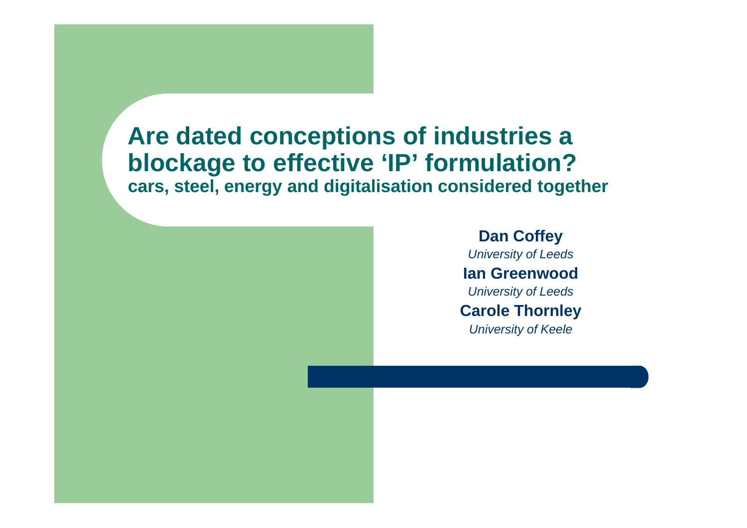# Are dated conceptions of industries a blockage to effective ‘IP’ formulation?

**cars, steel, energy and digitalisation considered together**

**Dan Coffey**
*University of Leeds*

**Ian Greenwood**
*University of Leeds*

**Carole Thornley**
*University of Keele*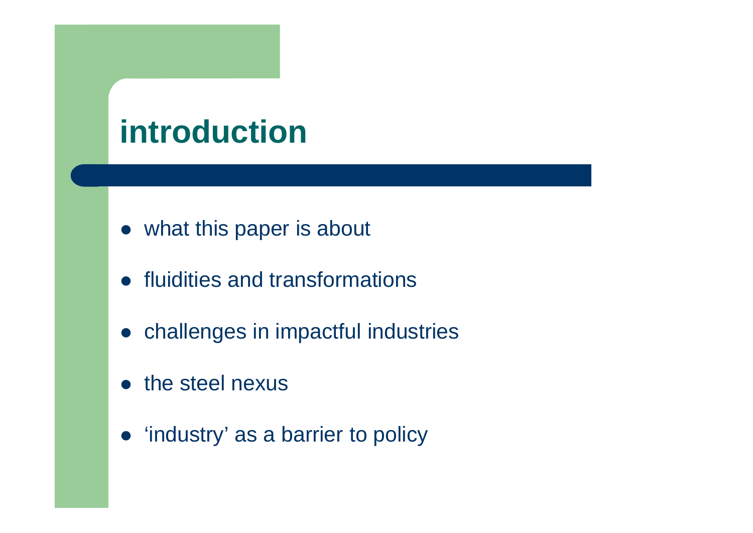# introduction

- what this paper is about
- fluidities and transformations
- challenges in impactful industries
- the steel nexus
- ‘industry’ as a barrier to policy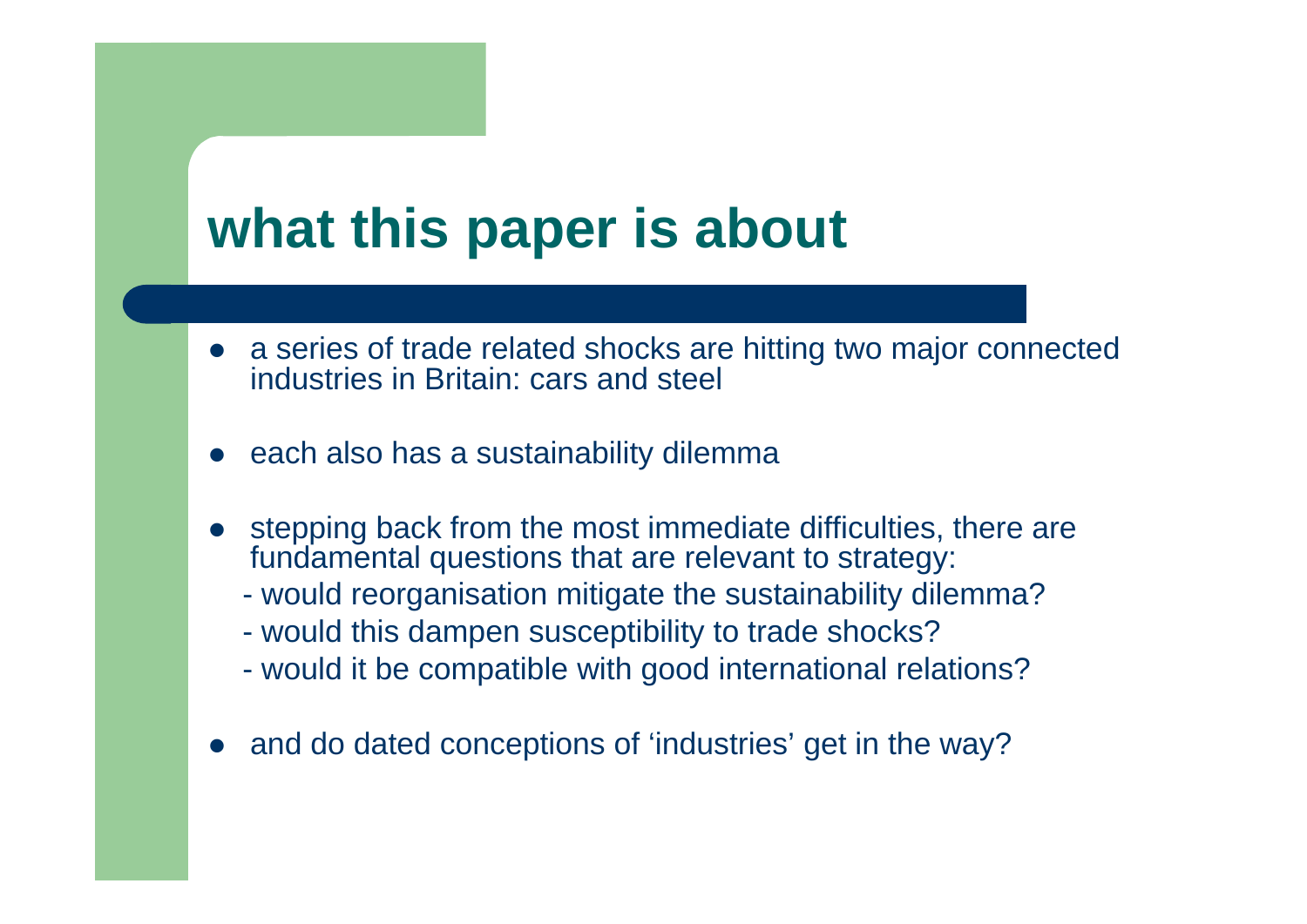# what this paper is about

- a series of trade related shocks are hitting two major connected industries in Britain: cars and steel
- each also has a sustainability dilemma
- stepping back from the most immediate difficulties, there are fundamental questions that are relevant to strategy:
  - would reorganisation mitigate the sustainability dilemma?
  - would this dampen susceptibility to trade shocks?
  - would it be compatible with good international relations?
- and do dated conceptions of 'industries' get in the way?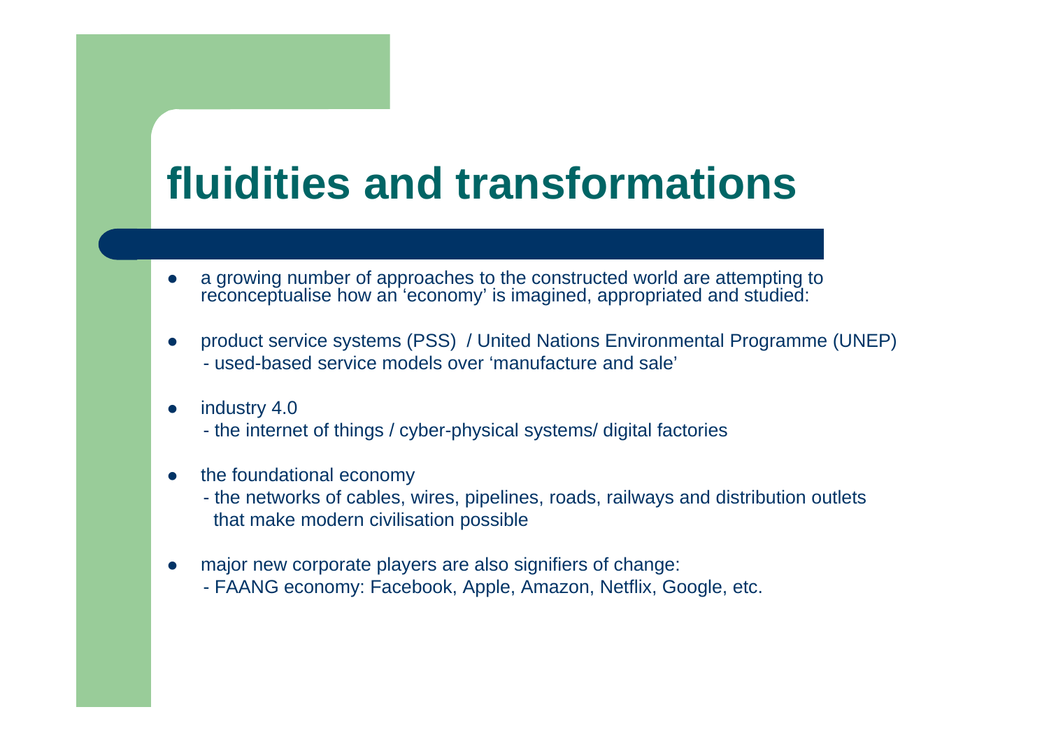# fluidities and transformations

- a growing number of approaches to the constructed world are attempting to reconceptualise how an 'economy' is imagined, appropriated and studied:

- product service systems (PSS) / United Nations Environmental Programme (UNEP)
  - used-based service models over 'manufacture and sale'

- industry 4.0
  - the internet of things / cyber-physical systems/ digital factories

- the foundational economy
  - the networks of cables, wires, pipelines, roads, railways and distribution outlets that make modern civilisation possible

- major new corporate players are also signifiers of change:
  - FAANG economy: Facebook, Apple, Amazon, Netflix, Google, etc.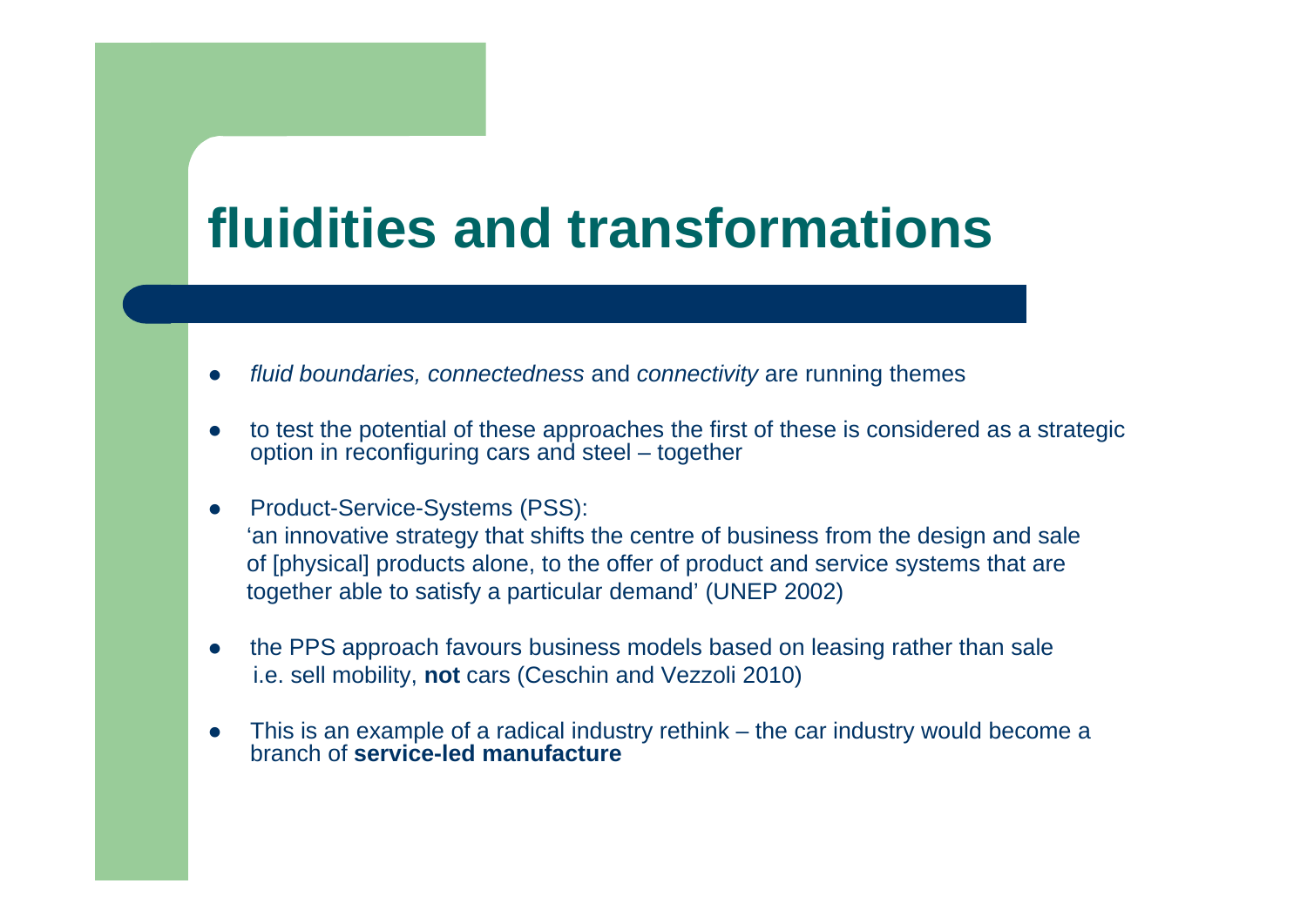# fluidities and transformations

- *fluid boundaries, connectedness* and *connectivity* are running themes
- to test the potential of these approaches the first of these is considered as a strategic option in reconfiguring cars and steel – together
- Product-Service-Systems (PSS):
  'an innovative strategy that shifts the centre of business from the design and sale of [physical] products alone, to the offer of product and service systems that are together able to satisfy a particular demand' (UNEP 2002)
- the PPS approach favours business models based on leasing rather than sale i.e. sell mobility, **not** cars (Ceschin and Vezzoli 2010)
- This is an example of a radical industry rethink – the car industry would become a branch of **service-led manufacture**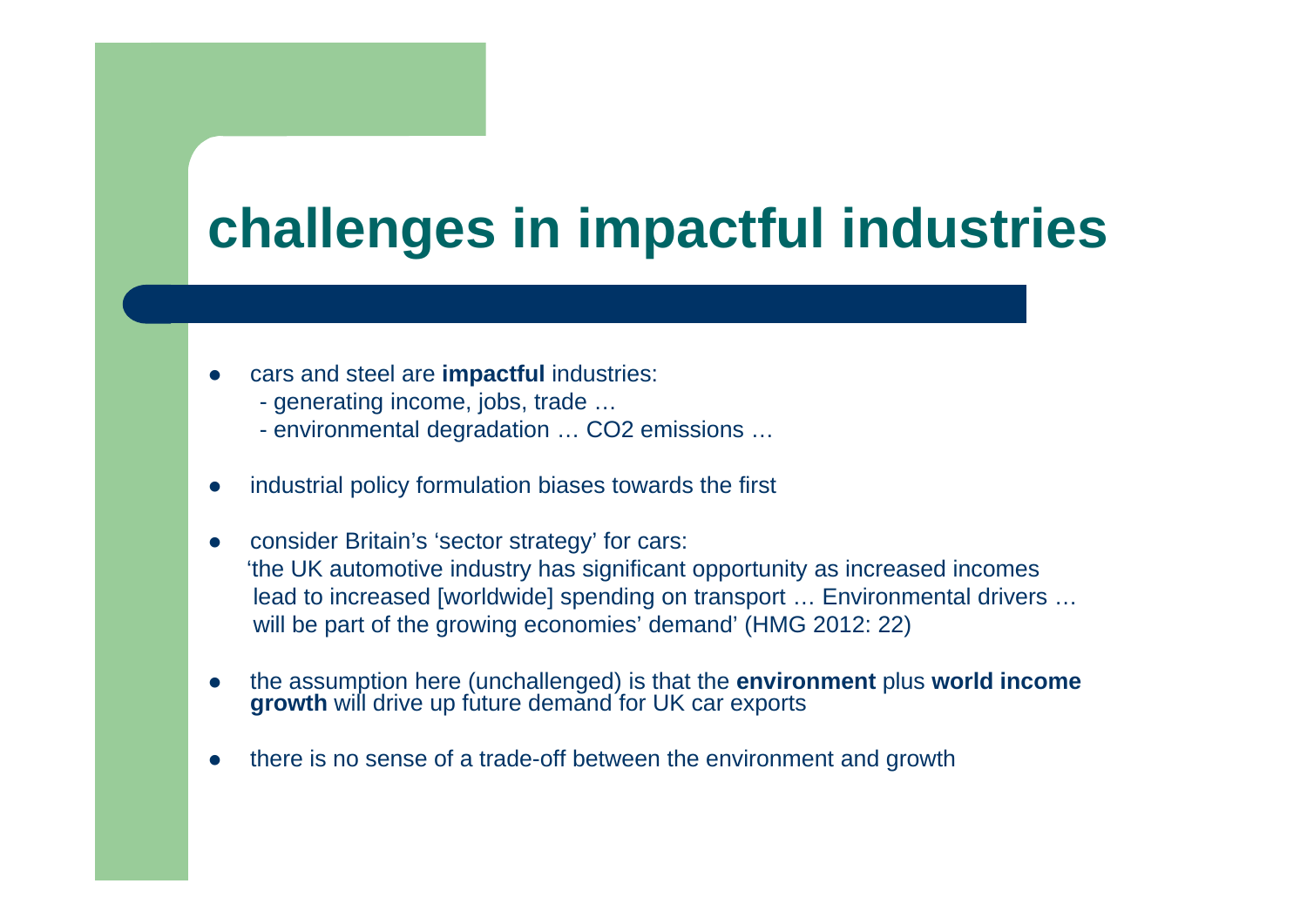# challenges in impactful industries

- cars and steel are **impactful** industries:
  - generating income, jobs, trade …
  - environmental degradation … $CO_2$ emissions …
- industrial policy formulation biases towards the first
- consider Britain's 'sector strategy' for cars:
  'the UK automotive industry has significant opportunity as increased incomes lead to increased [worldwide] spending on transport … Environmental drivers … will be part of the growing economies' demand' (HMG 2012: 22)
- the assumption here (unchallenged) is that the **environment** plus **world income growth** will drive up future demand for UK car exports
- there is no sense of a trade-off between the environment and growth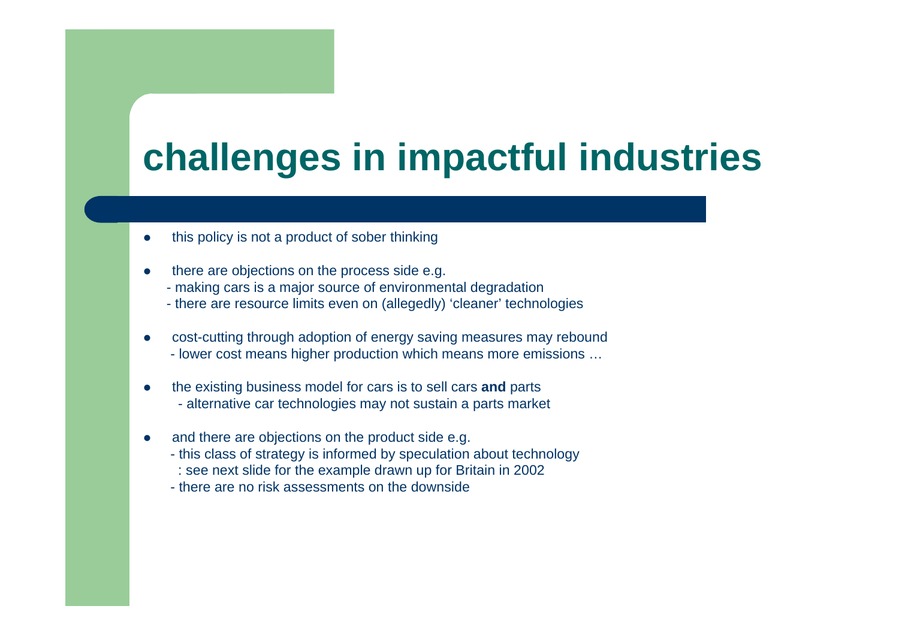# challenges in impactful industries

- this policy is not a product of sober thinking

- there are objections on the process side e.g.
  - making cars is a major source of environmental degradation
  - there are resource limits even on (allegedly) 'cleaner' technologies

- cost-cutting through adoption of energy saving measures may rebound
  - lower cost means higher production which means more emissions …

- the existing business model for cars is to sell cars **and** parts
  - alternative car technologies may not sustain a parts market

- and there are objections on the product side e.g.
  - this class of strategy is informed by speculation about technology
    : see next slide for the example drawn up for Britain in 2002
  - there are no risk assessments on the downside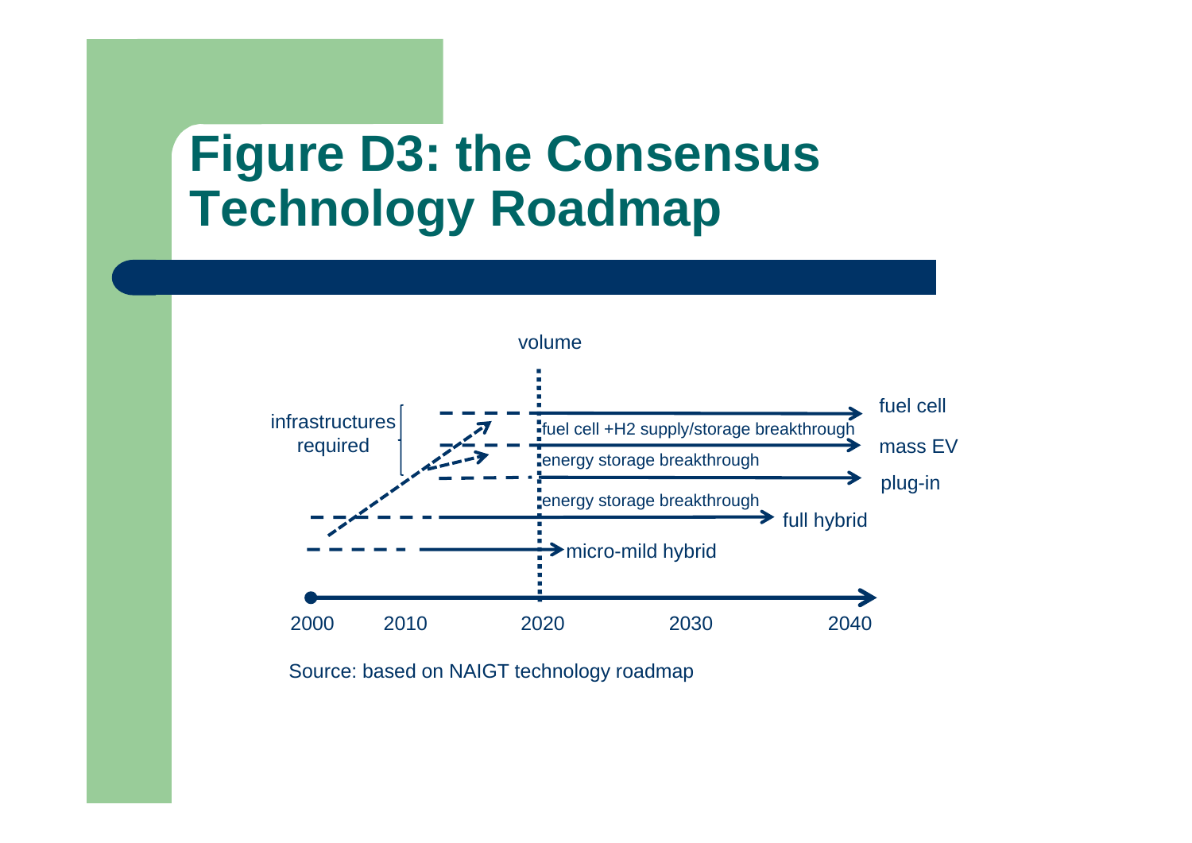# Figure D3: the Consensus Technology Roadmap

volume

infrastructures required

fuel cell

fuel cell +H2 supply/storage breakthrough

mass EV

energy storage breakthrough

plug-in

energy storage breakthrough

full hybrid

micro-mild hybrid

2000 2010 2020 2030 2040

Source: based on NAIGT technology roadmap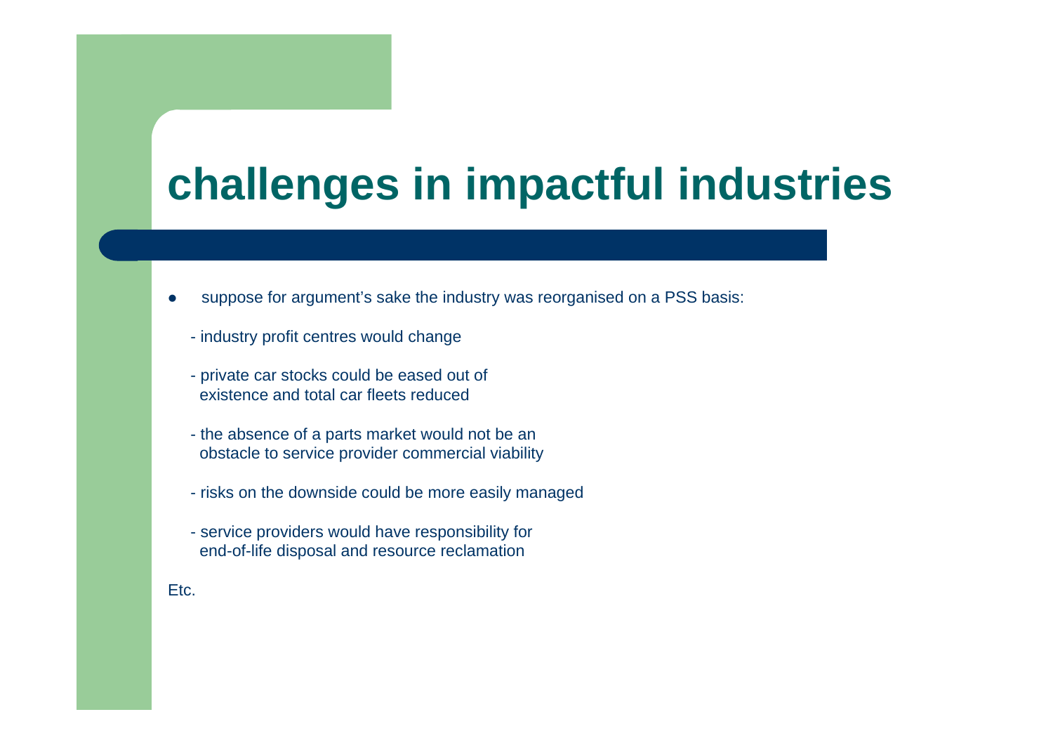# challenges in impactful industries

- suppose for argument's sake the industry was reorganised on a PSS basis:

  - industry profit centres would change

  - private car stocks could be eased out of existence and total car fleets reduced

  - the absence of a parts market would not be an obstacle to service provider commercial viability

  - risks on the downside could be more easily managed

  - service providers would have responsibility for end-of-life disposal and resource reclamation

Etc.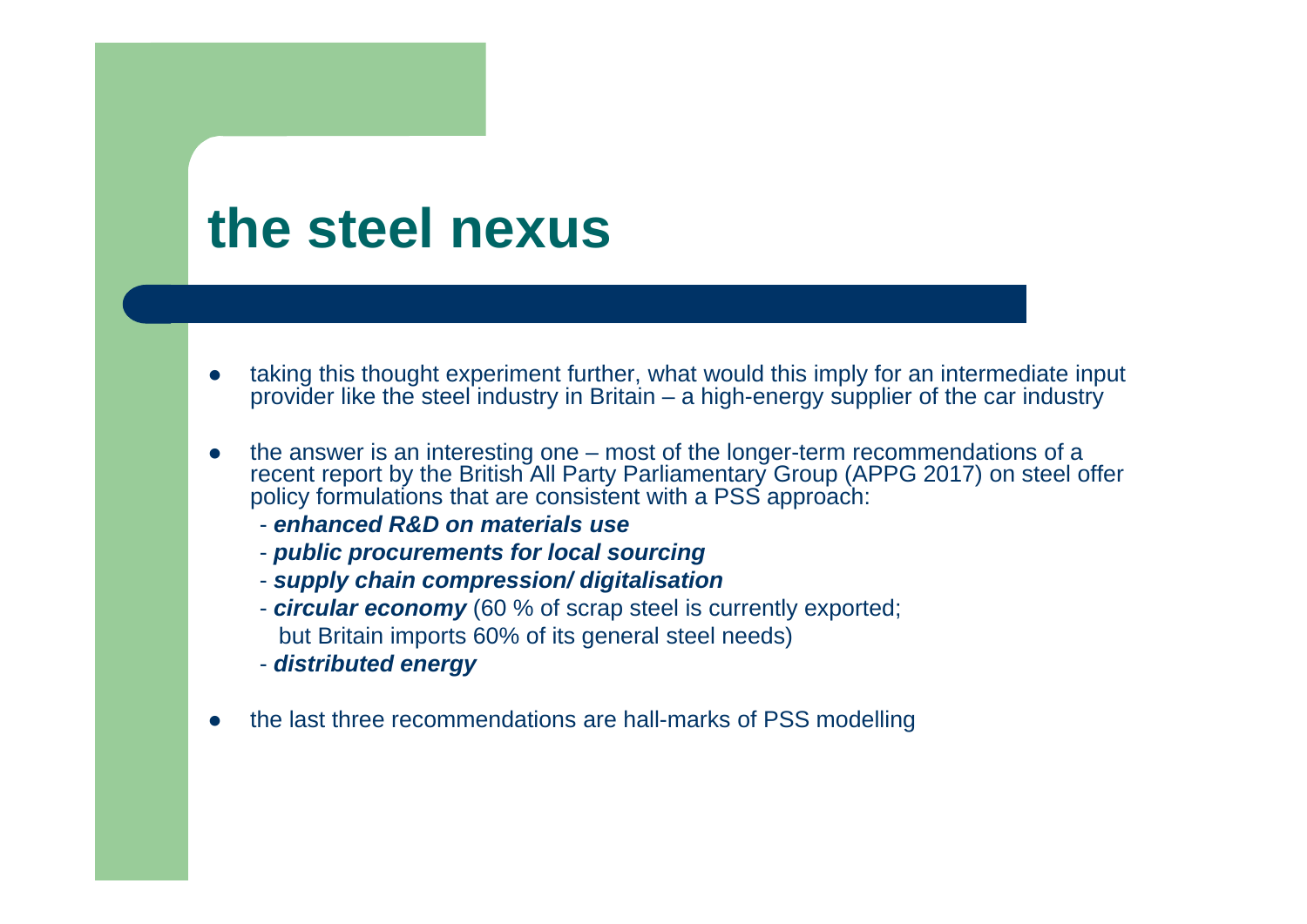# the steel nexus

- taking this thought experiment further, what would this imply for an intermediate input provider like the steel industry in Britain – a high-energy supplier of the car industry
- the answer is an interesting one – most of the longer-term recommendations of a recent report by the British All Party Parliamentary Group (APPG 2017) on steel offer policy formulations that are consistent with a PSS approach:
  - ***enhanced R&D on materials use***
  - ***public procurements for local sourcing***
  - ***supply chain compression/ digitalisation***
  - ***circular economy*** (60 % of scrap steel is currently exported; but Britain imports 60% of its general steel needs)
  - ***distributed energy***
- the last three recommendations are hall-marks of PSS modelling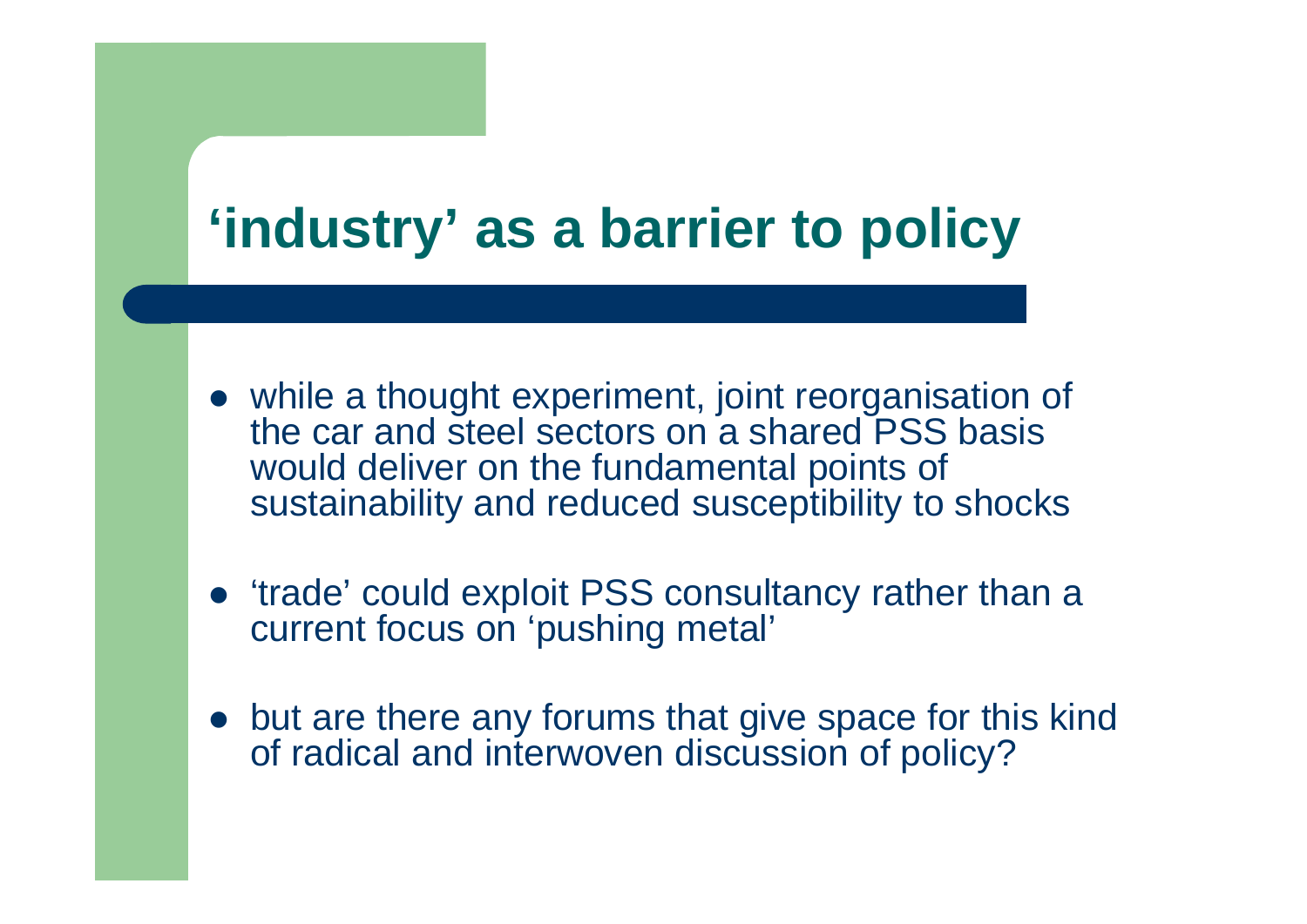# ‘industry’ as a barrier to policy

- while a thought experiment, joint reorganisation of the car and steel sectors on a shared PSS basis would deliver on the fundamental points of sustainability and reduced susceptibility to shocks
- ‘trade’ could exploit PSS consultancy rather than a current focus on ‘pushing metal’
- but are there any forums that give space for this kind of radical and interwoven discussion of policy?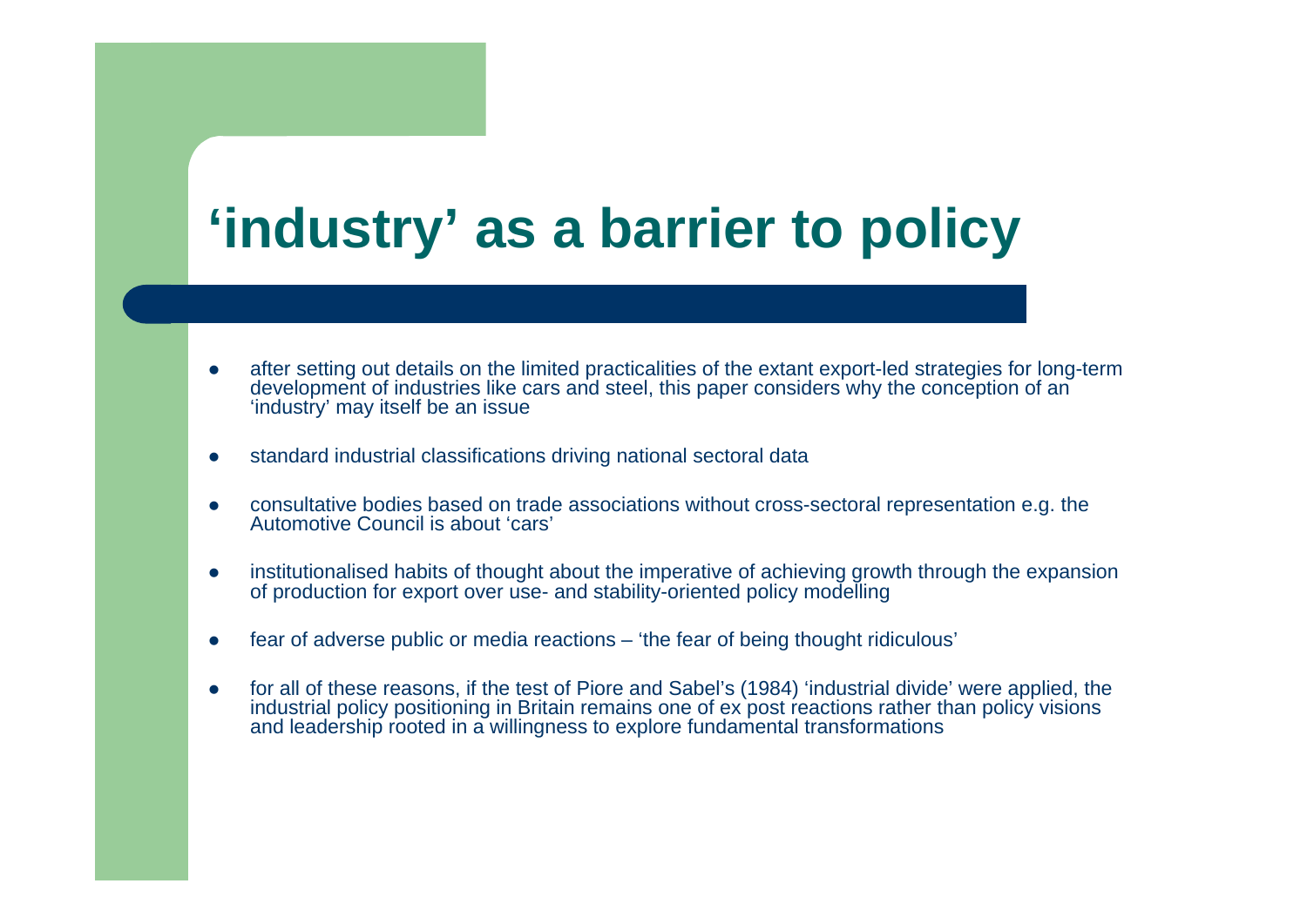# 'industry' as a barrier to policy

- after setting out details on the limited practicalities of the extant export-led strategies for long-term development of industries like cars and steel, this paper considers why the conception of an 'industry' may itself be an issue
- standard industrial classifications driving national sectoral data
- consultative bodies based on trade associations without cross-sectoral representation e.g. the Automotive Council is about 'cars'
- institutionalised habits of thought about the imperative of achieving growth through the expansion of production for export over use- and stability-oriented policy modelling
- fear of adverse public or media reactions – 'the fear of being thought ridiculous'
- for all of these reasons, if the test of Piore and Sabel's (1984) 'industrial divide' were applied, the industrial policy positioning in Britain remains one of ex post reactions rather than policy visions and leadership rooted in a willingness to explore fundamental transformations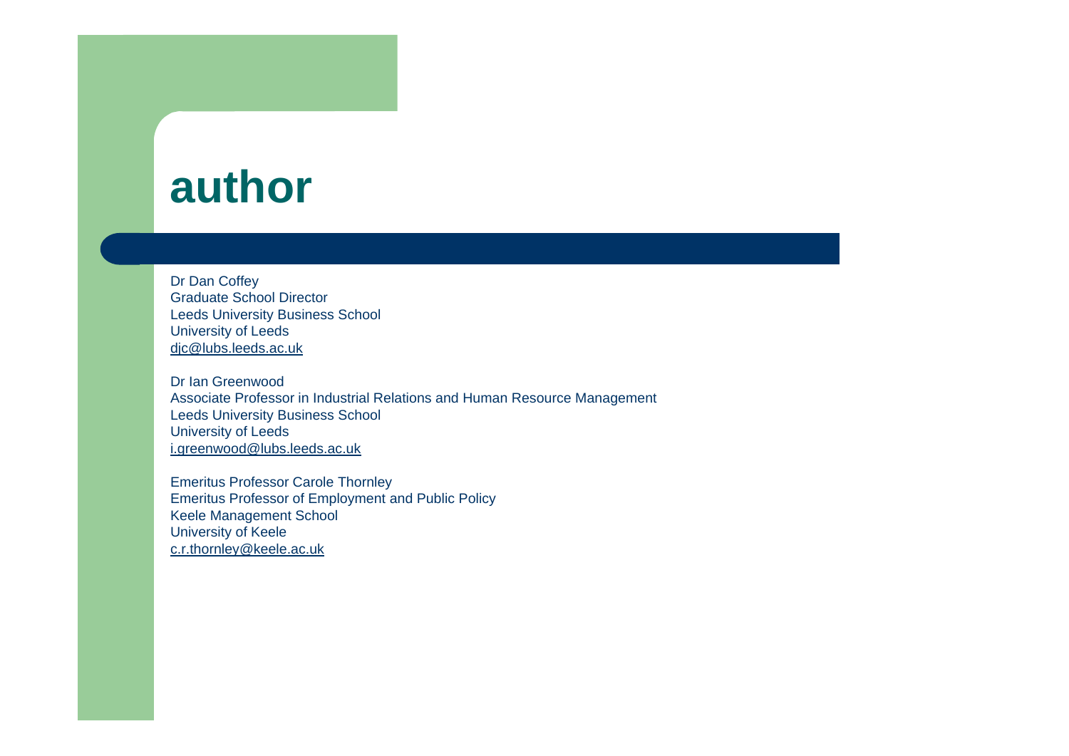# author

Dr Dan Coffey
Graduate School Director
Leeds University Business School
University of Leeds
djc@lubs.leeds.ac.uk

Dr Ian Greenwood
Associate Professor in Industrial Relations and Human Resource Management
Leeds University Business School
University of Leeds
i.greenwood@lubs.leeds.ac.uk

Emeritus Professor Carole Thornley
Emeritus Professor of Employment and Public Policy
Keele Management School
University of Keele
c.r.thornley@keele.ac.uk